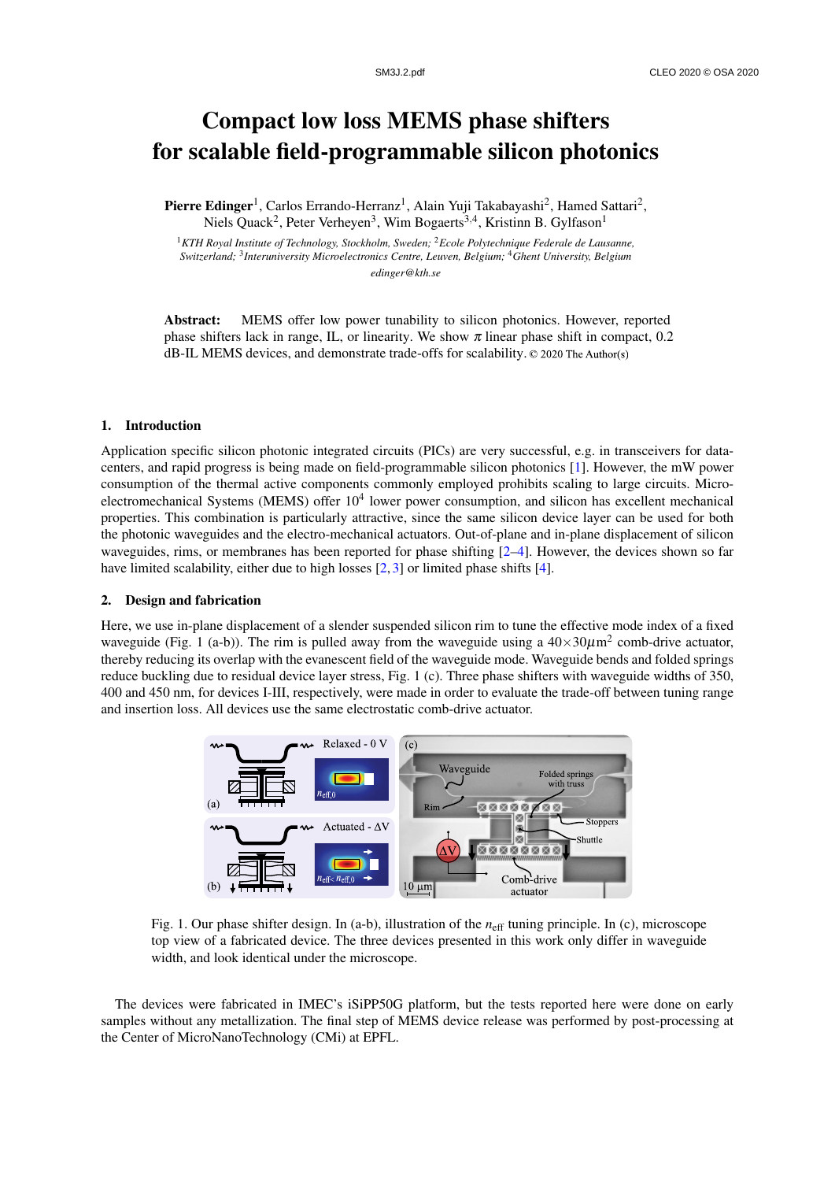# Compact low loss MEMS phase shifters for scalable field-programmable silicon photonics

**Pierre Edinger**[1], Carlos Errando-Herranz[1], Alain Yuji Takabayashi[2], Hamed Sattari[2], Niels Quack[2], Peter Verheyen[3], Wim Bogaerts[3,4], Kristinn B. Gylfason[1]

[1] *KTH Royal Institute of Technology, Stockholm, Sweden;* [2] *Ecole Polytechnique Federale de Lausanne, Switzerland;* [3] *Interuniversity Microelectronics Centre, Leuven, Belgium;* [4] *Ghent University, Belgium*

*edinger@kth.se*

**Abstract:** MEMS offer low power tunability to silicon photonics. However, reported phase shifters lack in range, IL, or linearity. We show $\pi$ linear phase shift in compact, 0.2 dB-IL MEMS devices, and demonstrate trade-offs for scalability. © 2020 The Author(s)

## 1. Introduction

Application specific silicon photonic integrated circuits (PICs) are very successful, e.g. in transceivers for data-centers, and rapid progress is being made on field-programmable silicon photonics [1]. However, the mW power consumption of the thermal active components commonly employed prohibits scaling to large circuits. Micro-electromechanical Systems (MEMS) offer $10^4$ lower power consumption, and silicon has excellent mechanical properties. This combination is particularly attractive, since the same silicon device layer can be used for both the photonic waveguides and the electro-mechanical actuators. Out-of-plane and in-plane displacement of silicon waveguides, rims, or membranes has been reported for phase shifting [2–4]. However, the devices shown so far have limited scalability, either due to high losses [2, 3] or limited phase shifts [4].

## 2. Design and fabrication

Here, we use in-plane displacement of a slender suspended silicon rim to tune the effective mode index of a fixed waveguide (Fig. 1 (a-b)). The rim is pulled away from the waveguide using a $40\times30\mu\text{m}^2$ comb-drive actuator, thereby reducing its overlap with the evanescent field of the waveguide mode. Waveguide bends and folded springs reduce buckling due to residual device layer stress, Fig. 1 (c). Three phase shifters with waveguide widths of 350, 400 and 450 nm, for devices I-III, respectively, were made in order to evaluate the trade-off between tuning range and insertion loss. All devices use the same electrostatic comb-drive actuator.

Fig. 1. Our phase shifter design. In (a-b), illustration of the $n_{\text{eff}}$ tuning principle. In (c), microscope top view of a fabricated device. The three devices presented in this work only differ in waveguide width, and look identical under the microscope.

The devices were fabricated in IMEC's iSiPP50G platform, but the tests reported here were done on early samples without any metallization. The final step of MEMS device release was performed by post-processing at the Center of MicroNanoTechnology (CMi) at EPFL.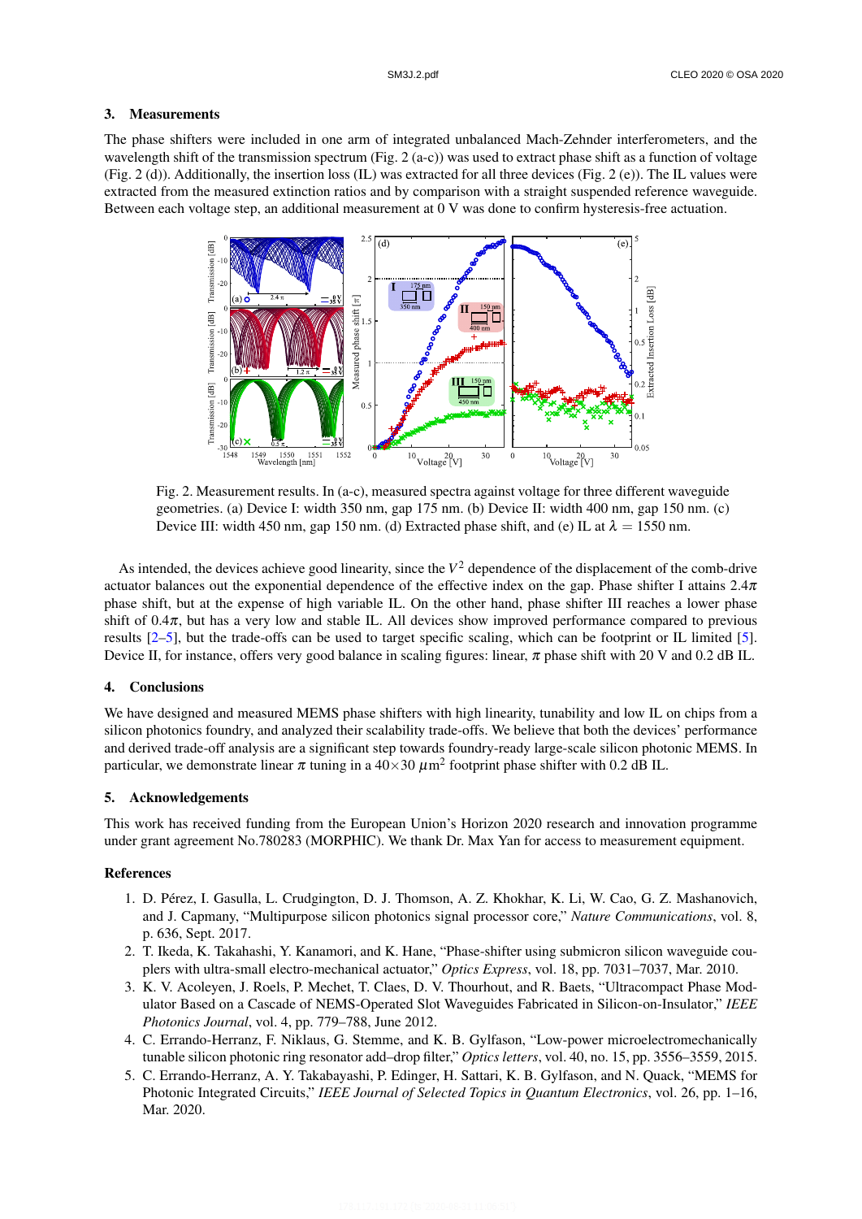## 3. Measurements

The phase shifters were included in one arm of integrated unbalanced Mach-Zehnder interferometers, and the wavelength shift of the transmission spectrum (Fig. 2 (a-c)) was used to extract phase shift as a function of voltage (Fig. 2 (d)). Additionally, the insertion loss (IL) was extracted for all three devices (Fig. 2 (e)). The IL values were extracted from the measured extinction ratios and by comparison with a straight suspended reference waveguide. Between each voltage step, an additional measurement at 0 V was done to confirm hysteresis-free actuation.

Transmission [dB]
0
-10
-20
(a)
2.4 π
0 V
35 V

Transmission [dB]
0
-10
-20
(b)
1.2 π
0 V
35 V

Transmission [dB]
0
-10
-20
-30
(c)
0.5 π
0 V
35 V
1548 1549 1550 1551 1552
Wavelength [nm]

Measured phase shift [π]
2.5
2
1.5
1
0.5
0
(d)
I 175 nm 350 nm
II 150 nm 400 nm
III 150 nm 450 nm
0 10 20 30
Voltage [V]

(e)
Extracted Insertion Loss [dB]
5
2
1
0.5
0.2
0.1
0.05
0 10 20 30
Voltage [V]

Fig. 2. Measurement results. In (a-c), measured spectra against voltage for three different waveguide geometries. (a) Device I: width 350 nm, gap 175 nm. (b) Device II: width 400 nm, gap 150 nm. (c) Device III: width 450 nm, gap 150 nm. (d) Extracted phase shift, and (e) IL at $\lambda = 1550$ nm.

As intended, the devices achieve good linearity, since the $V^2$ dependence of the displacement of the comb-drive actuator balances out the exponential dependence of the effective index on the gap. Phase shifter I attains $2.4\pi$ phase shift, but at the expense of high variable IL. On the other hand, phase shifter III reaches a lower phase shift of $0.4\pi$, but has a very low and stable IL. All devices show improved performance compared to previous results [2–5], but the trade-offs can be used to target specific scaling, which can be footprint or IL limited [5]. Device II, for instance, offers very good balance in scaling figures: linear, $\pi$ phase shift with 20 V and 0.2 dB IL.

## 4. Conclusions

We have designed and measured MEMS phase shifters with high linearity, tunability and low IL on chips from a silicon photonics foundry, and analyzed their scalability trade-offs. We believe that both the devices' performance and derived trade-off analysis are a significant step towards foundry-ready large-scale silicon photonic MEMS. In particular, we demonstrate linear $\pi$ tuning in a $40 \times 30\ \mu\text{m}^2$ footprint phase shifter with 0.2 dB IL.

## 5. Acknowledgements

This work has received funding from the European Union's Horizon 2020 research and innovation programme under grant agreement No.780283 (MORPHIC). We thank Dr. Max Yan for access to measurement equipment.

## References

1. D. Pérez, I. Gasulla, L. Crudgington, D. J. Thomson, A. Z. Khokhar, K. Li, W. Cao, G. Z. Mashanovich, and J. Capmany, "Multipurpose silicon photonics signal processor core," *Nature Communications*, vol. 8, p. 636, Sept. 2017.
2. T. Ikeda, K. Takahashi, Y. Kanamori, and K. Hane, "Phase-shifter using submicron silicon waveguide couplers with ultra-small electro-mechanical actuator," *Optics Express*, vol. 18, pp. 7031–7037, Mar. 2010.
3. K. V. Acoleyen, J. Roels, P. Mechet, T. Claes, D. V. Thourhout, and R. Baets, "Ultracompact Phase Modulator Based on a Cascade of NEMS-Operated Slot Waveguides Fabricated in Silicon-on-Insulator," *IEEE Photonics Journal*, vol. 4, pp. 779–788, June 2012.
4. C. Errando-Herranz, F. Niklaus, G. Stemme, and K. B. Gylfason, "Low-power microelectromechanically tunable silicon photonic ring resonator add–drop filter," *Optics letters*, vol. 40, no. 15, pp. 3556–3559, 2015.
5. C. Errando-Herranz, A. Y. Takabayashi, P. Edinger, H. Sattari, K. B. Gylfason, and N. Quack, "MEMS for Photonic Integrated Circuits," *IEEE Journal of Selected Topics in Quantum Electronics*, vol. 26, pp. 1–16, Mar. 2020.